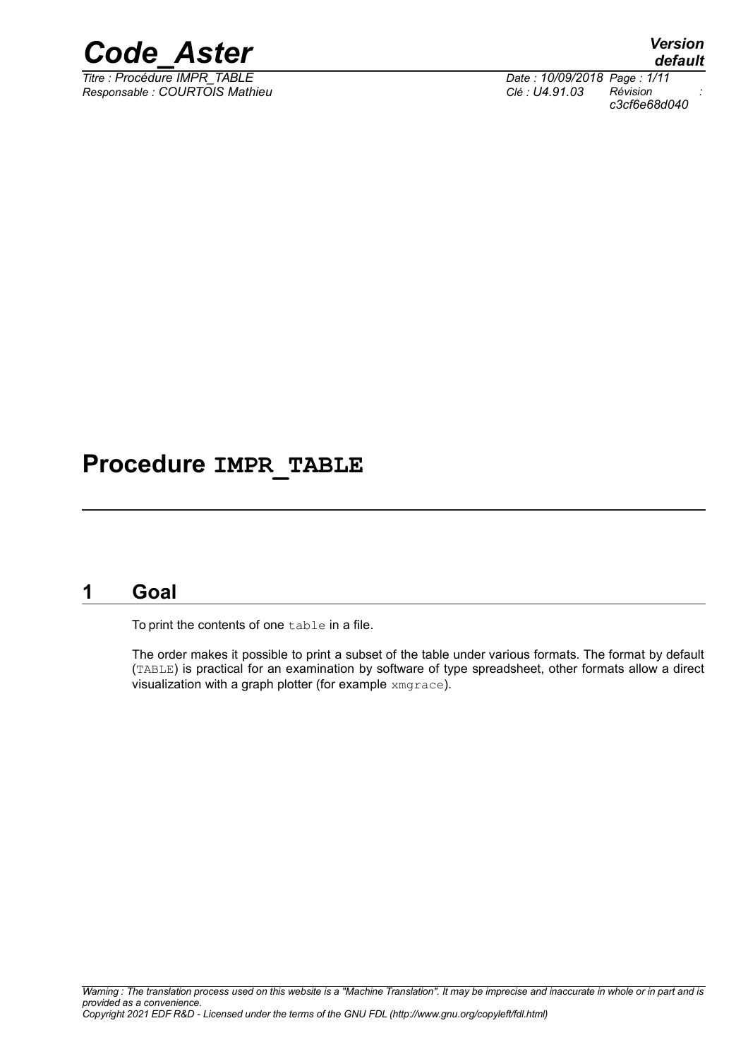# Procedure IMPR_TABLE

## 1 Goal

To print the contents of one `table` in a file.

The order makes it possible to print a subset of the table under various formats. The format by default (`TABLE`) is practical for an examination by software of type spreadsheet, other formats allow a direct visualization with a graph plotter (for example `xmgrace`).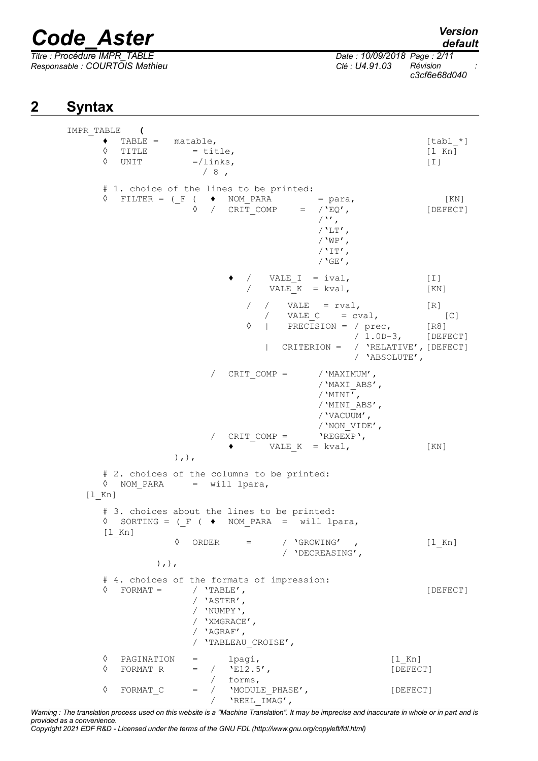# 2 Syntax

```
IMPR_TABLE   (
     ♦  TABLE =   matable,                                             [tabl_*]
     ◊  TITLE        = title,                                          [l_Kn]
     ◊  UNIT         =/links,                                          [I]
                       / 8 ,

     # 1. choice of the lines to be printed:
     ◊  FILTER = (_F (  ♦  NOM_PARA        = para,                      [KN]
                    ◊  /  CRIT_COMP    =  /'EQ',                      [DEFECT]
                                          /'',
                                          /'LT',
                                          /'WP',
                                          /'IT',
                                          /'GE',

                          ♦  /   VALE_I  = ival,                       [I]
                             /   VALE_K  = kval,                       [KN]

                             /  /   VALE   = rval,                     [R]
                                /   VALE_C    = cval,                  [C]
                             ◊  |   PRECISION = / prec,                [R8]
                                                / 1.0D-3,              [DEFECT]
                                |  CRITERION =  / 'RELATIVE', [DEFECT]
                                                / 'ABSOLUTE',

                       /  CRIT_COMP =       /'MAXIMUM',
                                            /'MAXI_ABS',
                                            /'MINI',
                                            /'MINI_ABS',
                                            /'VACUUM',
                                            /'NON_VIDE',
                       /  CRIT_COMP =       'REGEXP',
                          ♦       VALE_K  = kval,                      [KN]
                 ),),

     # 2. choices of the columns to be printed:
     ◊  NOM_PARA      =  will lpara,
  [l_Kn]

     # 3. choices about the lines to be printed:
     ◊  SORTING = (_F ( ♦  NOM_PARA  =  will lpara,
     [l_Kn]
                  ◊  ORDER     =      / 'GROWING'  ,                   [l_Kn]
                                      / 'DECREASING',
              ),),

     # 4. choices of the formats of impression:
     ◊  FORMAT =      / 'TABLE',                                       [DEFECT]
                      / 'ASTER',
                      / 'NUMPY',
                      / 'XMGRACE',
                      / 'AGRAF',
                      / 'TABLEAU_CROISE',

     ◊  PAGINATION   =      lpagi,                             [l_Kn]
     ◊  FORMAT_R     =  /  'E12.5',                            [DEFECT]
                        /  forms,
     ◊  FORMAT_C     =  /  'MODULE_PHASE',                     [DEFECT]
                        /  'REEL_IMAG',
```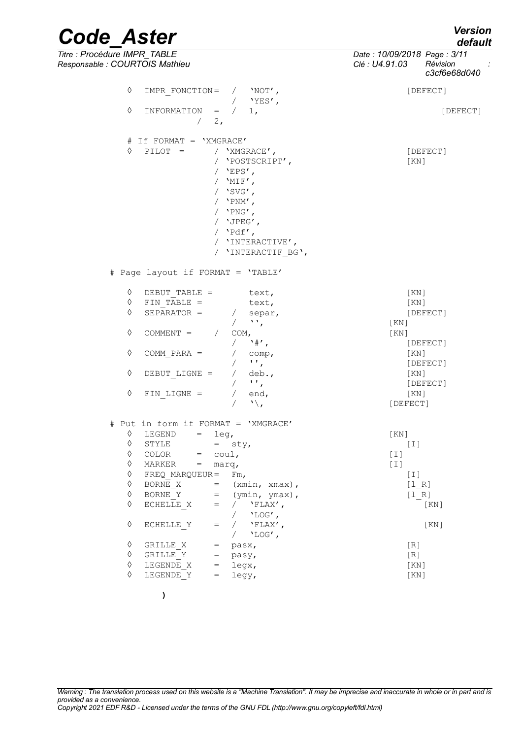```
    ◊   IMPR_FONCTION=  /   'NOT',                              [DEFECT]
                        /   'YES',
    ◊   INFORMATION   =  /   1,                                      [DEFECT]
                 /   2,

    # If FORMAT = 'XMGRACE'
    ◊   PILOT  =        / 'XMGRACE',                            [DEFECT]
                        / 'POSTSCRIPT',                         [KN]
                        / 'EPS',
                        / 'MIF',
                        / 'SVG',
                        / 'PNM',
                        / 'PNG',
                        / 'JPEG',
                        / 'Pdf',
                        / 'INTERACTIVE',
                        / 'INTERACTIF_BG',

  # Page layout if FORMAT = 'TABLE'

    ◊   DEBUT_TABLE =        text,                              [KN]
    ◊   FIN_TABLE =          text,                              [KN]
    ◊   SEPARATOR =       /  separ,                             [DEFECT]
                          /  '',                              [KN]
    ◊   COMMENT =     /   COM,                                [KN]
                          /  '#',                               [DEFECT]
    ◊   COMM_PARA =       /  comp,                              [KN]
                          /  '',                                [DEFECT]
    ◊   DEBUT_LIGNE =     /  deb.,                              [KN]
                          /  '',                                [DEFECT]
    ◊   FIN_LIGNE =       /  end,                               [KN]
                          /  '\,                              [DEFECT]

  # Put in form if FORMAT = 'XMGRACE'
    ◊   LEGEND     =  leg,                                    [KN]
    ◊   STYLE         =  sty,                                   [I]
    ◊   COLOR      =  coul,                                   [I]
    ◊   MARKER     =  marq,                                   [I]
    ◊   FREQ_MARQUEUR=  Fm,                                     [I]
    ◊   BORNE_X       =  (xmin, xmax),                          [l_R]
    ◊   BORNE_Y       =  (ymin, ymax),                          [l_R]
    ◊   ECHELLE_X     =  /  'FLAX',                                [KN]
                         /  'LOG',
    ◊   ECHELLE_Y     =  /  'FLAX',                               [KN]
                         /  'LOG',
    ◊   GRILLE_X      =  pasx,                                  [R]
    ◊   GRILLE_Y      =  pasy,                                  [R]
    ◊   LEGENDE_X     =  legx,                                  [KN]
    ◊   LEGENDE_Y     =  legy,                                  [KN]

          )
```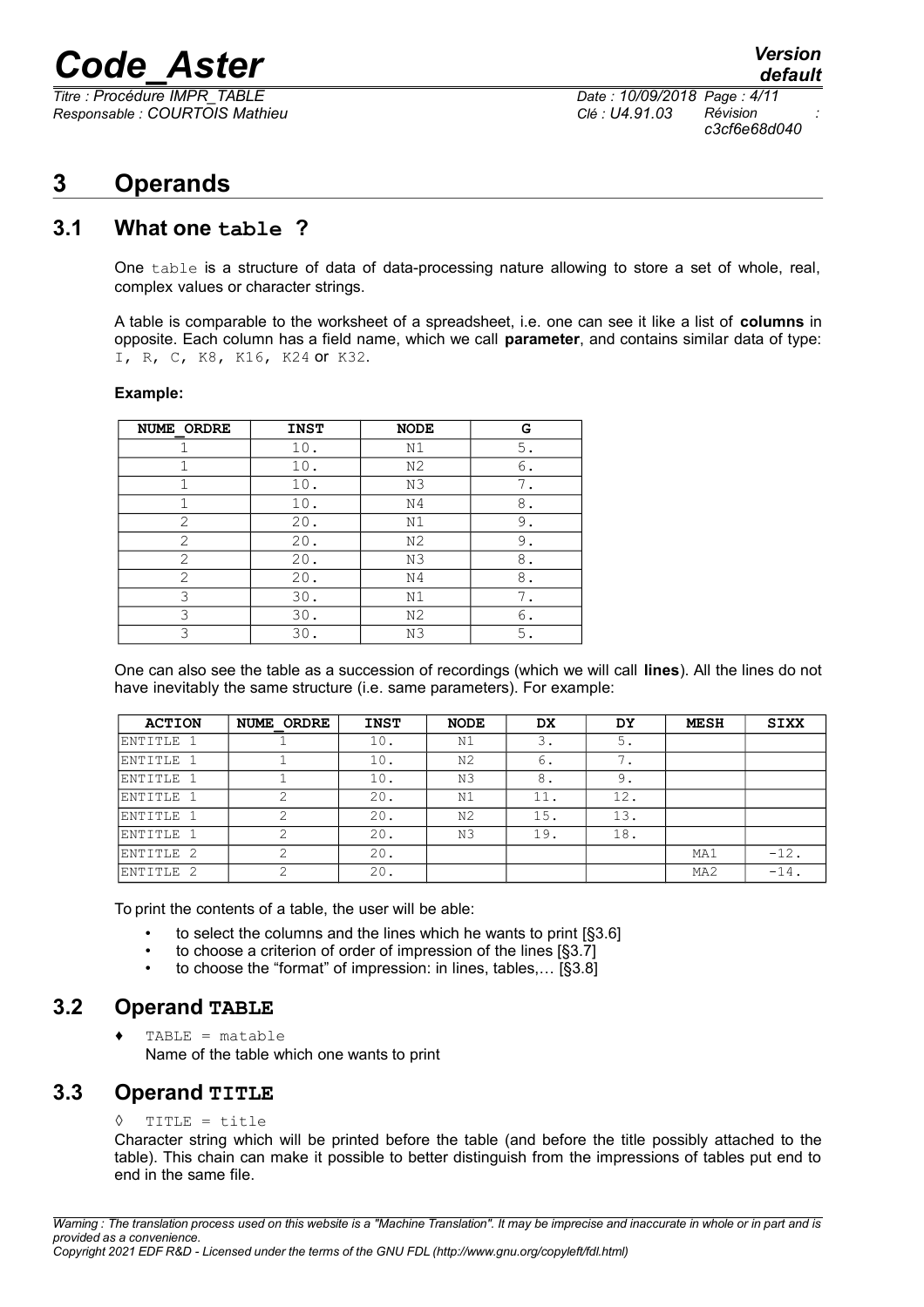# 3 Operands

## 3.1 What one `table` ?

One `table` is a structure of data of data-processing nature allowing to store a set of whole, real, complex values or character strings.

A table is comparable to the worksheet of a spreadsheet, i.e. one can see it like a list of **columns** in opposite. Each column has a field name, which we call **parameter**, and contains similar data of type: `I, R, C, K8, K16, K24` or `K32`.

**Example:**

| NUME_ORDRE | INST | NODE | G |
|---|---|---|---|
| 1 | 10. | N1 | 5. |
| 1 | 10. | N2 | 6. |
| 1 | 10. | N3 | 7. |
| 1 | 10. | N4 | 8. |
| 2 | 20. | N1 | 9. |
| 2 | 20. | N2 | 9. |
| 2 | 20. | N3 | 8. |
| 2 | 20. | N4 | 8. |
| 3 | 30. | N1 | 7. |
| 3 | 30. | N2 | 6. |
| 3 | 30. | N3 | 5. |

One can also see the table as a succession of recordings (which we will call **lines**). All the lines do not have inevitably the same structure (i.e. same parameters). For example:

| ACTION | NUME_ORDRE | INST | NODE | DX | DY | MESH | SIXX |
|---|---|---|---|---|---|---|---|
| ENTITLE 1 | 1 | 10. | N1 | 3. | 5. | | |
| ENTITLE 1 | 1 | 10. | N2 | 6. | 7. | | |
| ENTITLE 1 | 1 | 10. | N3 | 8. | 9. | | |
| ENTITLE 1 | 2 | 20. | N1 | 11. | 12. | | |
| ENTITLE 1 | 2 | 20. | N2 | 15. | 13. | | |
| ENTITLE 1 | 2 | 20. | N3 | 19. | 18. | | |
| ENTITLE 2 | 2 | 20. | | | | MA1 | -12. |
| ENTITLE 2 | 2 | 20. | | | | MA2 | -14. |

To print the contents of a table, the user will be able:

- to select the columns and the lines which he wants to print [§3.6]
- to choose a criterion of order of impression of the lines [§3.7]
- to choose the "format" of impression: in lines, tables,… [§3.8]

## 3.2 Operand `TABLE`

♦ `TABLE = matable`
Name of the table which one wants to print

## 3.3 Operand `TITLE`

◊ `TITLE = title`
Character string which will be printed before the table (and before the title possibly attached to the table). This chain can make it possible to better distinguish from the impressions of tables put end to end in the same file.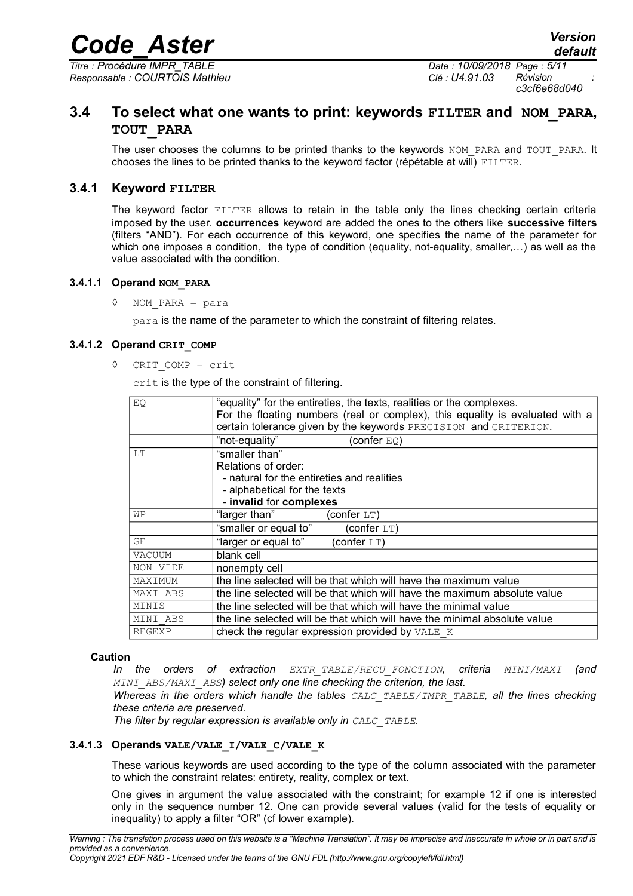## 3.4 To select what one wants to print: keywords FILTER and NOM_PARA, TOUT_PARA

The user chooses the columns to be printed thanks to the keywords NOM_PARA and TOUT_PARA. It chooses the lines to be printed thanks to the keyword factor (répétable at will) FILTER.

### 3.4.1 Keyword FILTER

The keyword factor FILTER allows to retain in the table only the lines checking certain criteria imposed by the user. **occurrences** keyword are added the ones to the others like **successive filters** (filters "AND"). For each occurrence of this keyword, one specifies the name of the parameter for which one imposes a condition, the type of condition (equality, not-equality, smaller,…) as well as the value associated with the condition.

#### 3.4.1.1 Operand NOM_PARA

◊ NOM_PARA = para

para is the name of the parameter to which the constraint of filtering relates.

#### 3.4.1.2 Operand CRIT_COMP

◊ CRIT_COMP = crit

crit is the type of the constraint of filtering.

| | |
|---|---|
| EQ | "equality" for the entireties, the texts, realities or the complexes. For the floating numbers (real or complex), this equality is evaluated with a certain tolerance given by the keywords PRECISION and CRITERION. |
| | "not-equality" (confer EQ) |
| LT | "smaller than" Relations of order: - natural for the entireties and realities - alphabetical for the texts - **invalid** for **complexes** |
| WP | "larger than" (confer LT) |
| | "smaller or equal to" (confer LT) |
| GE | "larger or equal to" (confer LT) |
| VACUUM | blank cell |
| NON_VIDE | nonempty cell |
| MAXIMUM | the line selected will be that which will have the maximum value |
| MAXI_ABS | the line selected will be that which will have the maximum absolute value |
| MINIS | the line selected will be that which will have the minimal value |
| MINI_ABS | the line selected will be that which will have the minimal absolute value |
| REGEXP | check the regular expression provided by VALE_K |

**Caution**

*In the orders of extraction EXTR_TABLE/RECU_FONCTION, criteria MINI/MAXI (and MINI_ABS/MAXI_ABS) select only one line checking the criterion, the last.*

*Whereas in the orders which handle the tables CALC_TABLE/IMPR_TABLE, all the lines checking these criteria are preserved.*

*The filter by regular expression is available only in CALC_TABLE.*

#### 3.4.1.3 Operands VALE/VALE_I/VALE_C/VALE_K

These various keywords are used according to the type of the column associated with the parameter to which the constraint relates: entirety, reality, complex or text.

One gives in argument the value associated with the constraint; for example 12 if one is interested only in the sequence number 12. One can provide several values (valid for the tests of equality or inequality) to apply a filter "OR" (cf lower example).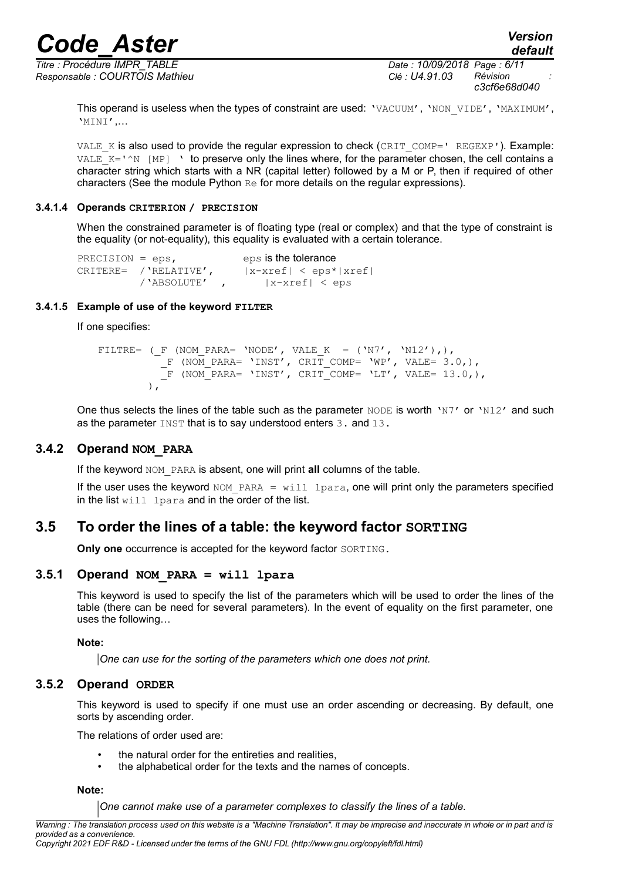This operand is useless when the types of constraint are used: 'VACUUM', 'NON_VIDE', 'MAXIMUM', 'MINI',…

VALE_K is also used to provide the regular expression to check (CRIT_COMP=' REGEXP'). Example: VALE_K='^N [MP] ' to preserve only the lines where, for the parameter chosen, the cell contains a character string which starts with a NR (capital letter) followed by a M or P, then if required of other characters (See the module Python Re for more details on the regular expressions).

#### 3.4.1.4 Operands CRITERION / PRECISION

When the constrained parameter is of floating type (real or complex) and that the type of constraint is the equality (or not-equality), this equality is evaluated with a certain tolerance.

```
PRECISION = eps,            eps is the tolerance
CRITERE=  /'RELATIVE',      |x-xref| < eps*|xref|
          /'ABSOLUTE'  ,       |x-xref| < eps
```

#### 3.4.1.5 Example of use of the keyword FILTER

If one specifies:

```
FILTRE= (_F (NOM_PARA= 'NODE', VALE_K  = ('N7', 'N12'),),
          _F (NOM_PARA= 'INST', CRIT_COMP= 'WP', VALE= 3.0,),
          _F (NOM_PARA= 'INST', CRIT_COMP= 'LT', VALE= 13.0,),
        ),
```

One thus selects the lines of the table such as the parameter NODE is worth 'N7' or 'N12' and such as the parameter INST that is to say understood enters 3. and 13.

### 3.4.2 Operand NOM_PARA

If the keyword NOM_PARA is absent, one will print **all** columns of the table.

If the user uses the keyword NOM_PARA = will lpara, one will print only the parameters specified in the list will lpara and in the order of the list.

## 3.5 To order the lines of a table: the keyword factor SORTING

**Only one** occurrence is accepted for the keyword factor SORTING.

### 3.5.1 Operand NOM_PARA = will lpara

This keyword is used to specify the list of the parameters which will be used to order the lines of the table (there can be need for several parameters). In the event of equality on the first parameter, one uses the following…

**Note:**

*One can use for the sorting of the parameters which one does not print.*

### 3.5.2 Operand ORDER

This keyword is used to specify if one must use an order ascending or decreasing. By default, one sorts by ascending order.

The relations of order used are:

- the natural order for the entireties and realities,
- the alphabetical order for the texts and the names of concepts.

**Note:**

*One cannot make use of a parameter complexes to classify the lines of a table.*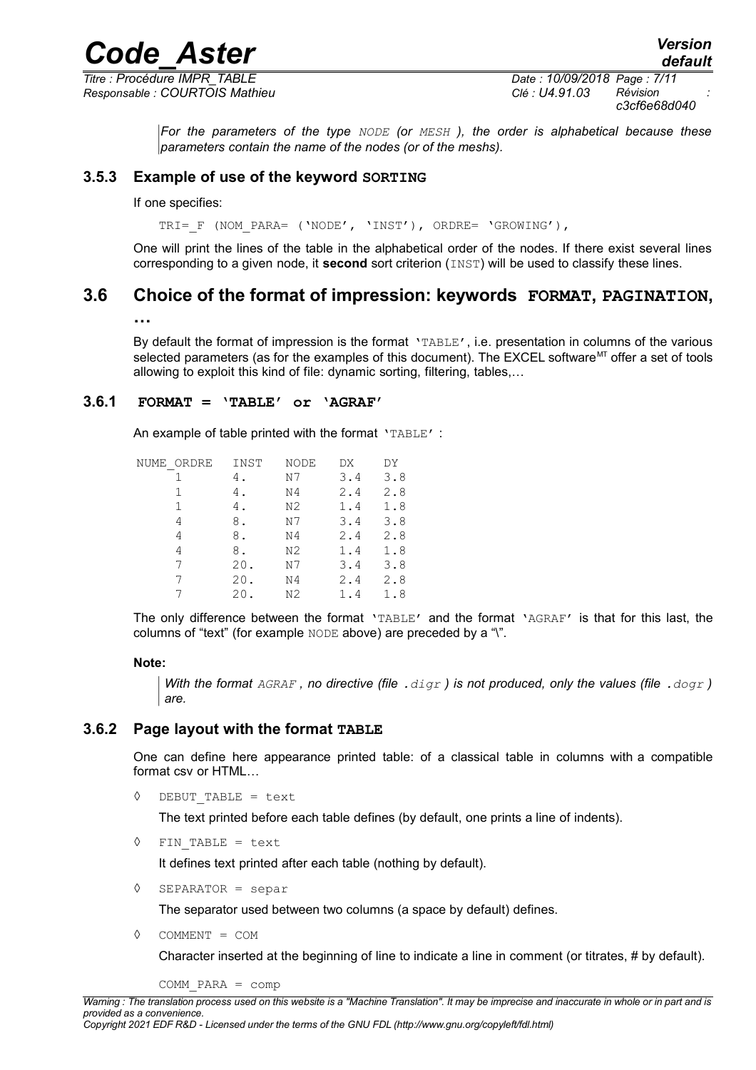*For the parameters of the type NODE (or MESH ), the order is alphabetical because these parameters contain the name of the nodes (or of the meshs).*

### 3.5.3 Example of use of the keyword SORTING

If one specifies:

```
TRI=_F (NOM_PARA= ('NODE', 'INST'), ORDRE= 'GROWING'),
```

One will print the lines of the table in the alphabetical order of the nodes. If there exist several lines corresponding to a given node, it **second** sort criterion (INST) will be used to classify these lines.

## 3.6 Choice of the format of impression: keywords FORMAT, PAGINATION, …

By default the format of impression is the format 'TABLE', i.e. presentation in columns of the various selected parameters (as for the examples of this document). The EXCEL software[MT] offer a set of tools allowing to exploit this kind of file: dynamic sorting, filtering, tables,…

### 3.6.1 FORMAT = 'TABLE' or 'AGRAF'

An example of table printed with the format 'TABLE' :

| NUME_ORDRE | INST | NODE | DX | DY |
|---|---|---|---|---|
| 1 | 4. | N7 | 3.4 | 3.8 |
| 1 | 4. | N4 | 2.4 | 2.8 |
| 1 | 4. | N2 | 1.4 | 1.8 |
| 4 | 8. | N7 | 3.4 | 3.8 |
| 4 | 8. | N4 | 2.4 | 2.8 |
| 4 | 8. | N2 | 1.4 | 1.8 |
| 7 | 20. | N7 | 3.4 | 3.8 |
| 7 | 20. | N4 | 2.4 | 2.8 |
| 7 | 20. | N2 | 1.4 | 1.8 |

The only difference between the format 'TABLE' and the format 'AGRAF' is that for this last, the columns of "text" (for example NODE above) are preceded by a "\".

**Note:**

*With the format AGRAF , no directive (file .digr ) is not produced, only the values (file .dogr ) are.*

### 3.6.2 Page layout with the format TABLE

One can define here appearance printed table: of a classical table in columns with a compatible format csv or HTML…

◊ DEBUT_TABLE = text

The text printed before each table defines (by default, one prints a line of indents).

◊ FIN_TABLE = text

It defines text printed after each table (nothing by default).

◊ SEPARATOR = separ

The separator used between two columns (a space by default) defines.

◊ COMMENT = COM

Character inserted at the beginning of line to indicate a line in comment (or titrates, # by default).

COMM_PARA = comp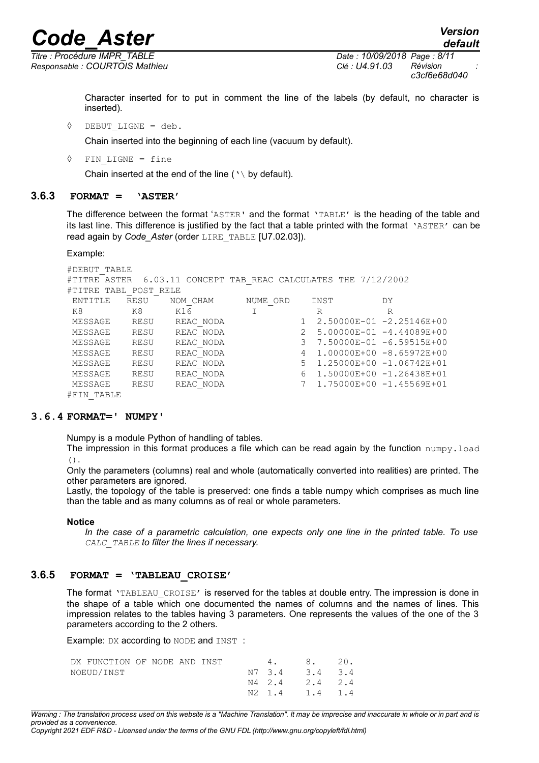Character inserted for to put in comment the line of the labels (by default, no character is inserted).

◊ DEBUT_LIGNE = deb.

Chain inserted into the beginning of each line (vacuum by default).

◊ FIN_LIGNE = fine

Chain inserted at the end of the line ('\ by default).

### 3.6.3 FORMAT = 'ASTER'

The difference between the format 'ASTER' and the format 'TABLE' is the heading of the table and its last line. This difference is justified by the fact that a table printed with the format 'ASTER' can be read again by *Code_Aster* (order LIRE_TABLE [U7.02.03]).

Example:

```
#DEBUT_TABLE
#TITRE ASTER  6.03.11 CONCEPT TAB_REAC CALCULATES THE 7/12/2002
#TITRE TABL_POST_RELE
 ENTITLE    RESU    NOM_CHAM      NUME_ORD     INST          DY
 K8         K8      K16            I             R             R
 MESSAGE    RESU    REAC_NODA               1  2.50000E-01 -2.25146E+00
 MESSAGE    RESU    REAC_NODA               2  5.00000E-01 -4.44089E+00
 MESSAGE    RESU    REAC_NODA               3  7.50000E-01 -6.59515E+00
 MESSAGE    RESU    REAC_NODA               4  1.00000E+00 -8.65972E+00
 MESSAGE    RESU    REAC_NODA               5  1.25000E+00 -1.06742E+01
 MESSAGE    RESU    REAC_NODA               6  1.50000E+00 -1.26438E+01
 MESSAGE    RESU    REAC_NODA               7  1.75000E+00 -1.45569E+01
#FIN_TABLE
```

### 3.6.4 FORMAT=' NUMPY'

Numpy is a module Python of handling of tables.
The impression in this format produces a file which can be read again by the function numpy.load ().
Only the parameters (columns) real and whole (automatically converted into realities) are printed. The other parameters are ignored.
Lastly, the topology of the table is preserved: one finds a table numpy which comprises as much line than the table and as many columns as of real or whole parameters.

**Notice**

*In the case of a parametric calculation, one expects only one line in the printed table. To use CALC_TABLE to filter the lines if necessary.*

### 3.6.5 FORMAT = 'TABLEAU_CROISE'

The format 'TABLEAU_CROISE' is reserved for the tables at double entry. The impression is done in the shape of a table which one documented the names of columns and the names of lines. This impression relates to the tables having 3 parameters. One represents the values of the one of the 3 parameters according to the 2 others.

Example: DX according to NODE and INST :

```
 DX FUNCTION OF NODE AND INST         4.      8.     20.
 NOEUD/INST                       N7 3.4     3.4    3.4
                                  N4 2.4     2.4    2.4
                                  N2 1.4     1.4    1.4
```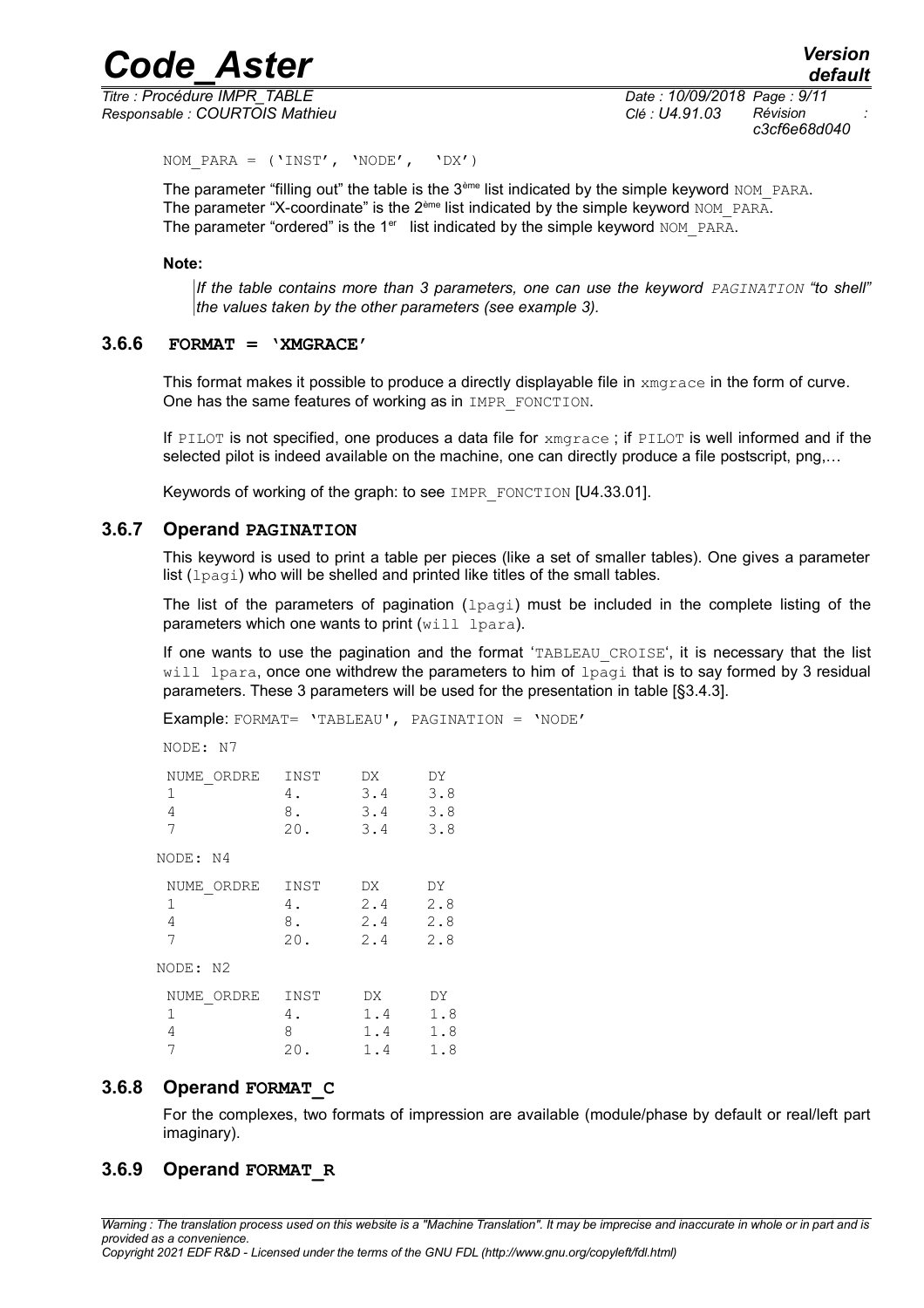```
NOM_PARA = ('INST', 'NODE',  'DX')
```

The parameter "filling out" the table is the 3ème list indicated by the simple keyword NOM_PARA.
The parameter "X-coordinate" is the 2ème list indicated by the simple keyword NOM_PARA.
The parameter "ordered" is the 1er list indicated by the simple keyword NOM_PARA.

**Note:**

*If the table contains more than 3 parameters, one can use the keyword PAGINATION "to shell" the values taken by the other parameters (see example 3).*

### 3.6.6 FORMAT = 'XMGRACE'

This format makes it possible to produce a directly displayable file in xmgrace in the form of curve. One has the same features of working as in IMPR_FONCTION.

If PILOT is not specified, one produces a data file for xmgrace ; if PILOT is well informed and if the selected pilot is indeed available on the machine, one can directly produce a file postscript, png,…

Keywords of working of the graph: to see IMPR_FONCTION [U4.33.01].

### 3.6.7 Operand PAGINATION

This keyword is used to print a table per pieces (like a set of smaller tables). One gives a parameter list (lpagi) who will be shelled and printed like titles of the small tables.

The list of the parameters of pagination (lpagi) must be included in the complete listing of the parameters which one wants to print (will lpara).

If one wants to use the pagination and the format 'TABLEAU_CROISE', it is necessary that the list will lpara, once one withdrew the parameters to him of lpagi that is to say formed by 3 residual parameters. These 3 parameters will be used for the presentation in table [§3.4.3].

Example: FORMAT= 'TABLEAU', PAGINATION = 'NODE'

```
NODE: N7

 NUME_ORDRE   INST    DX     DY
 1            4.      3.4    3.8
 4            8.      3.4    3.8
 7            20.     3.4    3.8

NODE: N4

 NUME_ORDRE   INST    DX     DY
 1            4.      2.4    2.8
 4            8.      2.4    2.8
 7            20.     2.4    2.8

NODE: N2

 NUME_ORDRE   INST    DX     DY
 1            4.      1.4    1.8
 4            8       1.4    1.8
 7            20.     1.4    1.8
```

### 3.6.8 Operand FORMAT_C

For the complexes, two formats of impression are available (module/phase by default or real/left part imaginary).

### 3.6.9 Operand FORMAT_R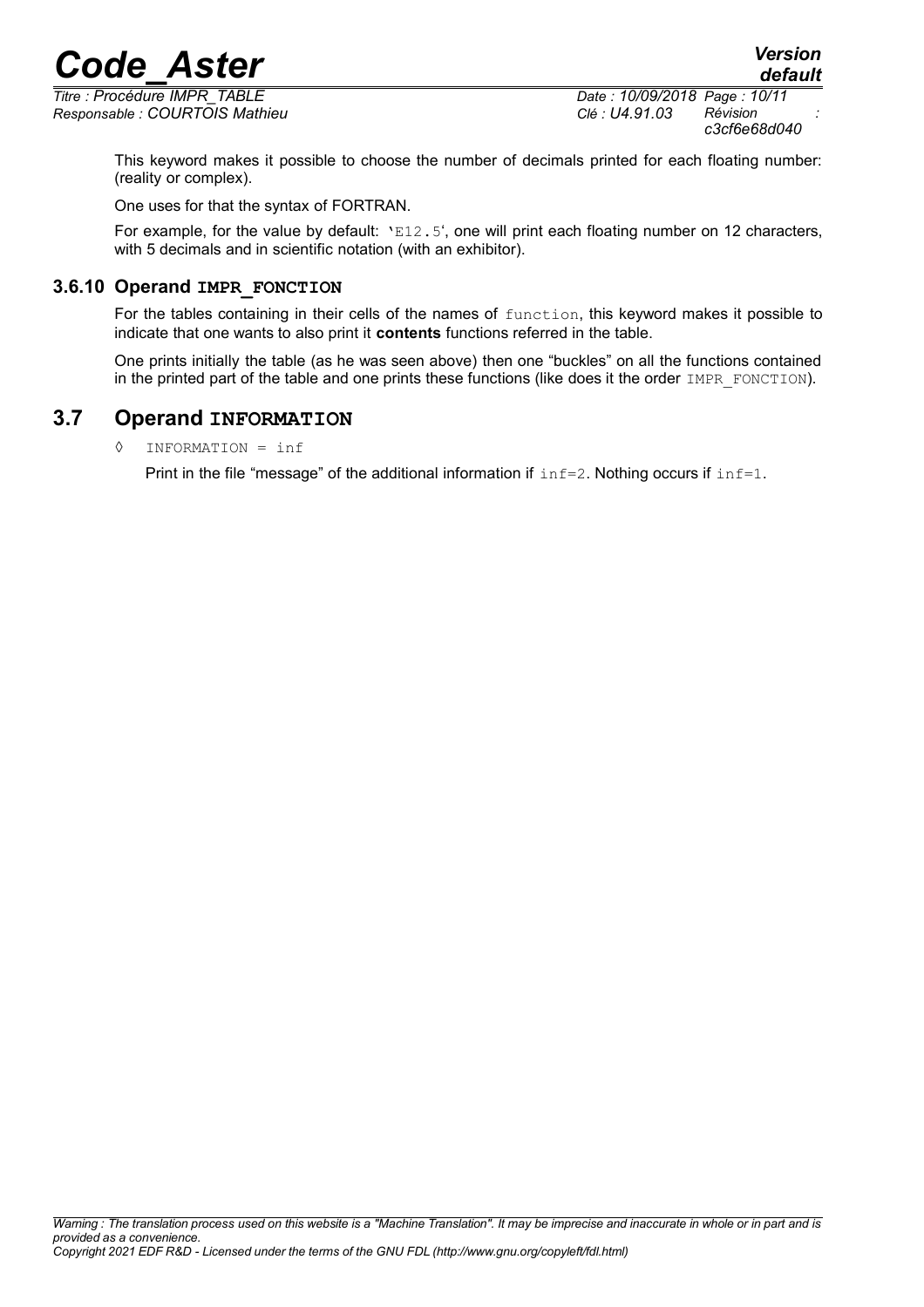This keyword makes it possible to choose the number of decimals printed for each floating number: (reality or complex).

One uses for that the syntax of FORTRAN.

For example, for the value by default: 'E12.5', one will print each floating number on 12 characters, with 5 decimals and in scientific notation (with an exhibitor).

### 3.6.10 Operand **IMPR_FONCTION**

For the tables containing in their cells of the names of function, this keyword makes it possible to indicate that one wants to also print it **contents** functions referred in the table.

One prints initially the table (as he was seen above) then one "buckles" on all the functions contained in the printed part of the table and one prints these functions (like does it the order IMPR_FONCTION).

## 3.7 Operand **INFORMATION**

◊ INFORMATION = inf

Print in the file "message" of the additional information if inf=2. Nothing occurs if inf=1.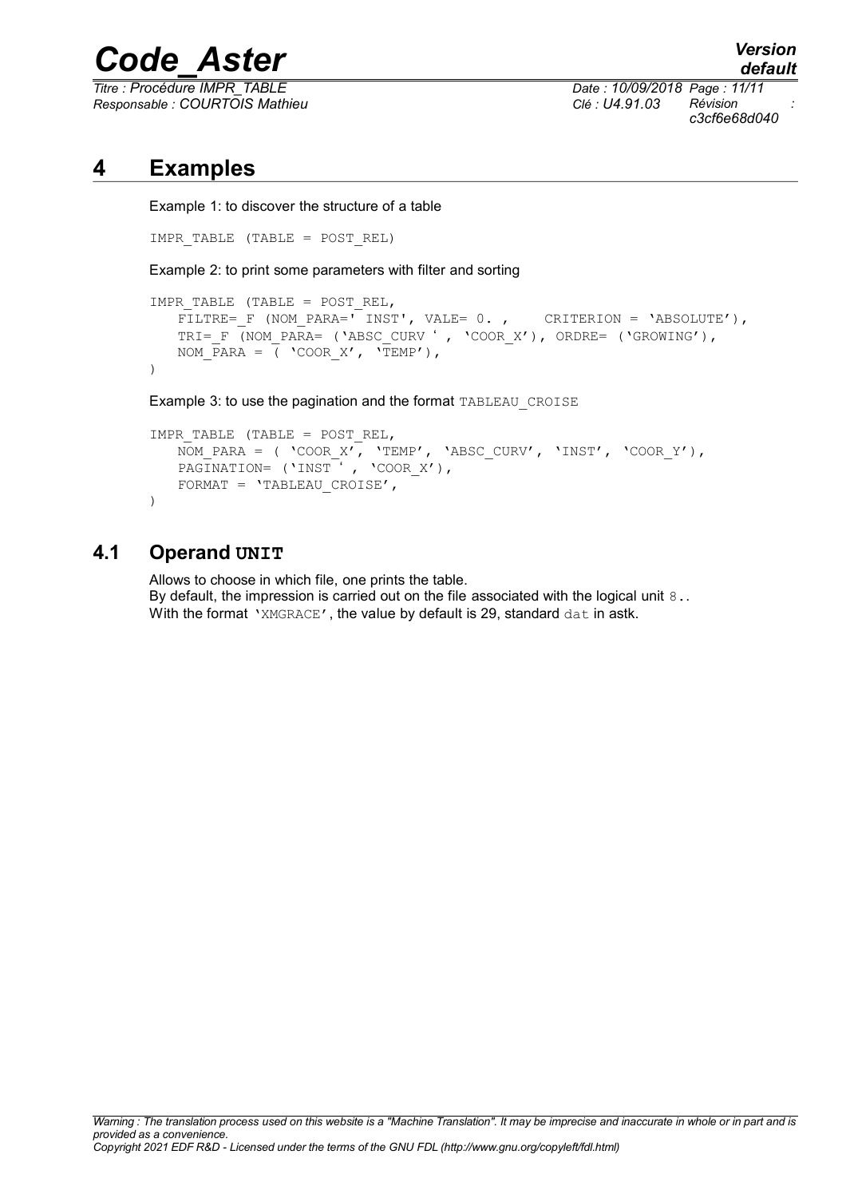# 4 Examples

Example 1: to discover the structure of a table

```
IMPR_TABLE (TABLE = POST_REL)
```

Example 2: to print some parameters with filter and sorting

```
IMPR_TABLE (TABLE = POST_REL,
   FILTRE=_F (NOM_PARA=' INST', VALE= 0. ,     CRITERION = 'ABSOLUTE'),
   TRI=_F (NOM_PARA= ('ABSC_CURV ' , 'COOR_X'), ORDRE= ('GROWING'),
   NOM_PARA = ( 'COOR_X', 'TEMP'),
)
```

Example 3: to use the pagination and the format TABLEAU_CROISE

```
IMPR_TABLE (TABLE = POST_REL,
   NOM_PARA = ( 'COOR_X', 'TEMP', 'ABSC_CURV', 'INST', 'COOR_Y'),
   PAGINATION= ('INST ' , 'COOR_X'),
   FORMAT = 'TABLEAU_CROISE',
)
```

## 4.1 Operand **UNIT**

Allows to choose in which file, one prints the table.
By default, the impression is carried out on the file associated with the logical unit 8..
With the format 'XMGRACE', the value by default is 29, standard dat in astk.